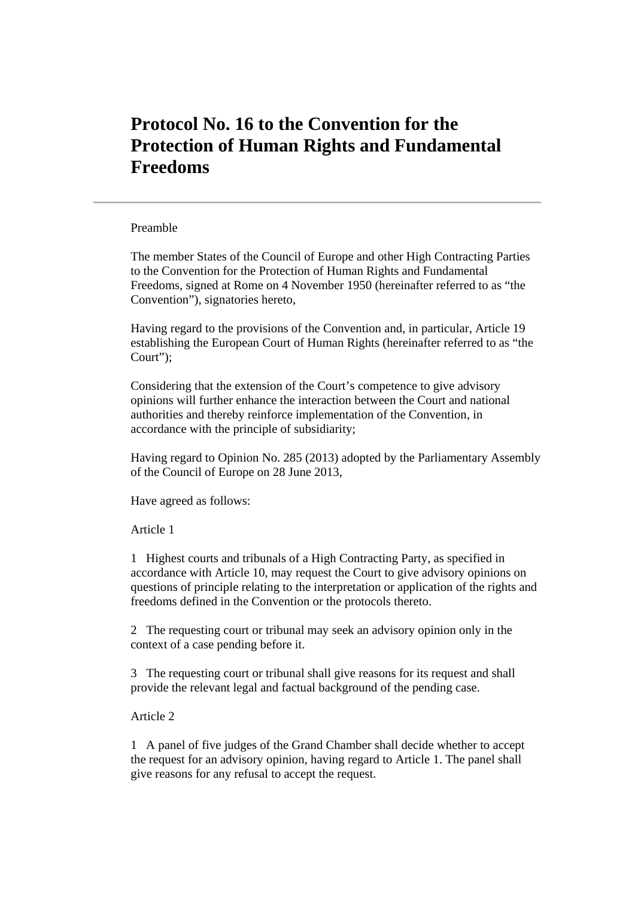# Protocol No. 16 to the Convention for the Protection of Human Rights and Fundamental Freedoms

---

Preamble

The member States of the Council of Europe and other High Contracting Parties to the Convention for the Protection of Human Rights and Fundamental Freedoms, signed at Rome on 4 November 1950 (hereinafter referred to as "the Convention"), signatories hereto,

Having regard to the provisions of the Convention and, in particular, Article 19 establishing the European Court of Human Rights (hereinafter referred to as "the Court");

Considering that the extension of the Court's competence to give advisory opinions will further enhance the interaction between the Court and national authorities and thereby reinforce implementation of the Convention, in accordance with the principle of subsidiarity;

Having regard to Opinion No. 285 (2013) adopted by the Parliamentary Assembly of the Council of Europe on 28 June 2013,

Have agreed as follows:

Article 1

1 Highest courts and tribunals of a High Contracting Party, as specified in accordance with Article 10, may request the Court to give advisory opinions on questions of principle relating to the interpretation or application of the rights and freedoms defined in the Convention or the protocols thereto.

2 The requesting court or tribunal may seek an advisory opinion only in the context of a case pending before it.

3 The requesting court or tribunal shall give reasons for its request and shall provide the relevant legal and factual background of the pending case.

Article 2

1 A panel of five judges of the Grand Chamber shall decide whether to accept the request for an advisory opinion, having regard to Article 1. The panel shall give reasons for any refusal to accept the request.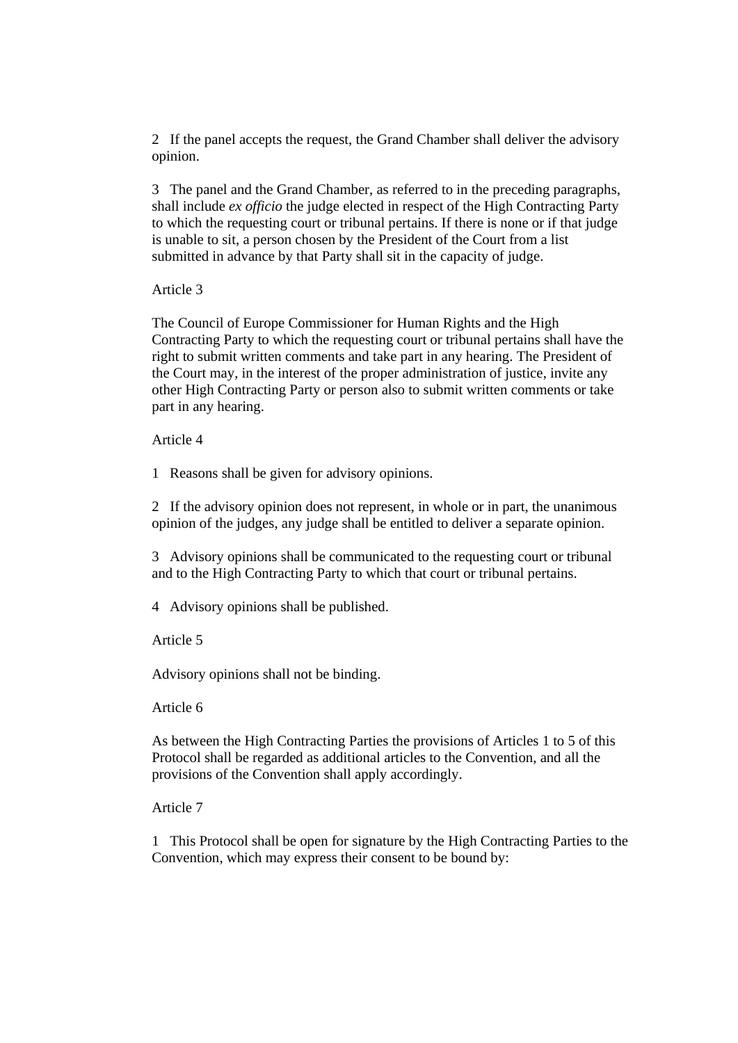2 If the panel accepts the request, the Grand Chamber shall deliver the advisory opinion.

3 The panel and the Grand Chamber, as referred to in the preceding paragraphs, shall include *ex officio* the judge elected in respect of the High Contracting Party to which the requesting court or tribunal pertains. If there is none or if that judge is unable to sit, a person chosen by the President of the Court from a list submitted in advance by that Party shall sit in the capacity of judge.

Article 3

The Council of Europe Commissioner for Human Rights and the High Contracting Party to which the requesting court or tribunal pertains shall have the right to submit written comments and take part in any hearing. The President of the Court may, in the interest of the proper administration of justice, invite any other High Contracting Party or person also to submit written comments or take part in any hearing.

Article 4

1 Reasons shall be given for advisory opinions.

2 If the advisory opinion does not represent, in whole or in part, the unanimous opinion of the judges, any judge shall be entitled to deliver a separate opinion.

3 Advisory opinions shall be communicated to the requesting court or tribunal and to the High Contracting Party to which that court or tribunal pertains.

4 Advisory opinions shall be published.

Article 5

Advisory opinions shall not be binding.

Article 6

As between the High Contracting Parties the provisions of Articles 1 to 5 of this Protocol shall be regarded as additional articles to the Convention, and all the provisions of the Convention shall apply accordingly.

Article 7

1 This Protocol shall be open for signature by the High Contracting Parties to the Convention, which may express their consent to be bound by: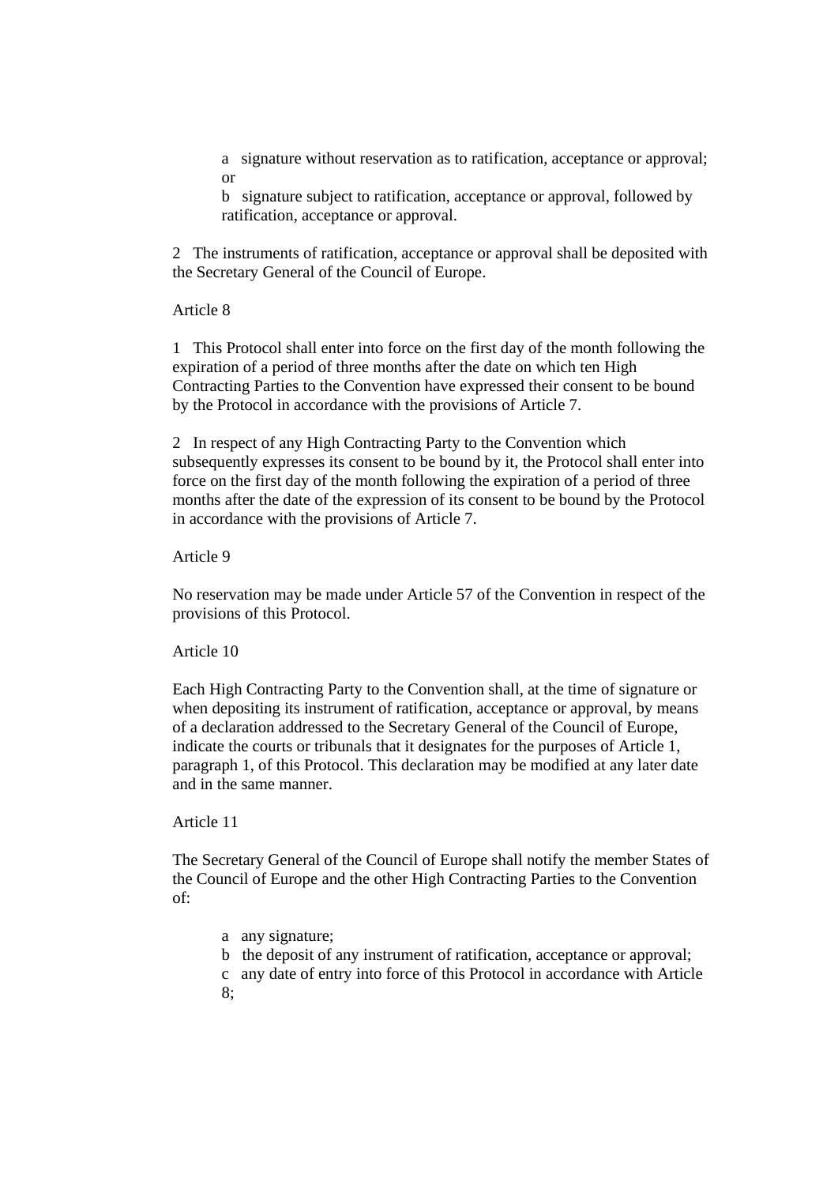a signature without reservation as to ratification, acceptance or approval; or

b signature subject to ratification, acceptance or approval, followed by ratification, acceptance or approval.

2 The instruments of ratification, acceptance or approval shall be deposited with the Secretary General of the Council of Europe.

Article 8

1 This Protocol shall enter into force on the first day of the month following the expiration of a period of three months after the date on which ten High Contracting Parties to the Convention have expressed their consent to be bound by the Protocol in accordance with the provisions of Article 7.

2 In respect of any High Contracting Party to the Convention which subsequently expresses its consent to be bound by it, the Protocol shall enter into force on the first day of the month following the expiration of a period of three months after the date of the expression of its consent to be bound by the Protocol in accordance with the provisions of Article 7.

Article 9

No reservation may be made under Article 57 of the Convention in respect of the provisions of this Protocol.

Article 10

Each High Contracting Party to the Convention shall, at the time of signature or when depositing its instrument of ratification, acceptance or approval, by means of a declaration addressed to the Secretary General of the Council of Europe, indicate the courts or tribunals that it designates for the purposes of Article 1, paragraph 1, of this Protocol. This declaration may be modified at any later date and in the same manner.

Article 11

The Secretary General of the Council of Europe shall notify the member States of the Council of Europe and the other High Contracting Parties to the Convention of:

a any signature;

b the deposit of any instrument of ratification, acceptance or approval;

c any date of entry into force of this Protocol in accordance with Article 8;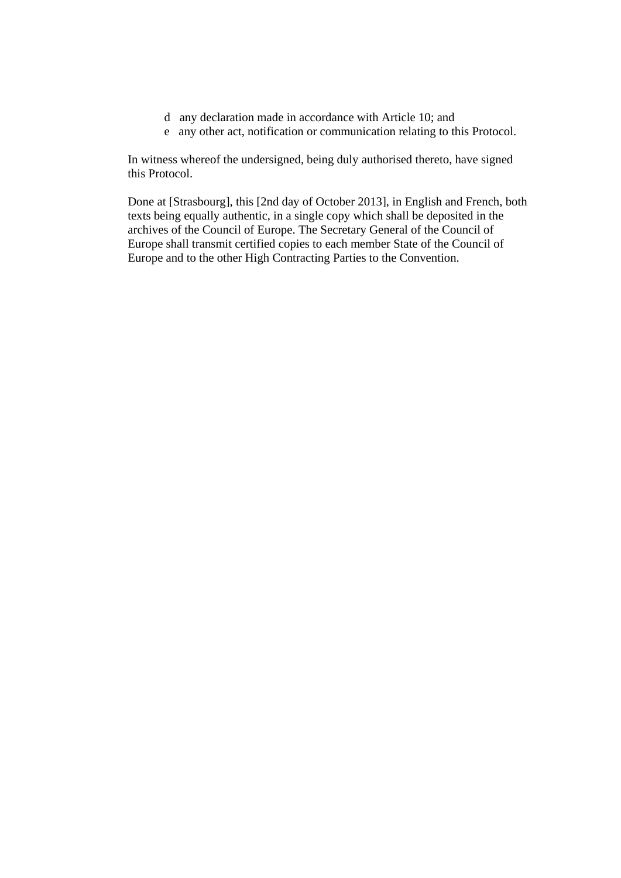d any declaration made in accordance with Article 10; and
e any other act, notification or communication relating to this Protocol.

In witness whereof the undersigned, being duly authorised thereto, have signed this Protocol.

Done at [Strasbourg], this [2nd day of October 2013], in English and French, both texts being equally authentic, in a single copy which shall be deposited in the archives of the Council of Europe. The Secretary General of the Council of Europe shall transmit certified copies to each member State of the Council of Europe and to the other High Contracting Parties to the Convention.